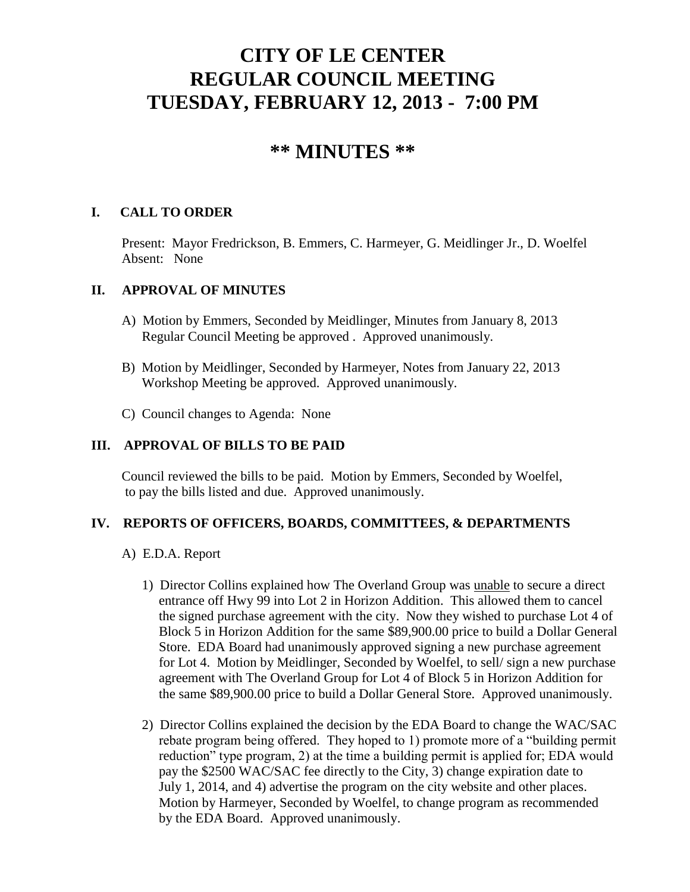# CITY OF LE CENTER
# REGULAR COUNCIL MEETING
# TUESDAY, FEBRUARY 12, 2013 - 7:00 PM

## ** MINUTES **

### I. CALL TO ORDER

Present: Mayor Fredrickson, B. Emmers, C. Harmeyer, G. Meidlinger Jr., D. Woelfel
Absent: None

### II. APPROVAL OF MINUTES

A) Motion by Emmers, Seconded by Meidlinger, Minutes from January 8, 2013 Regular Council Meeting be approved . Approved unanimously.

B) Motion by Meidlinger, Seconded by Harmeyer, Notes from January 22, 2013 Workshop Meeting be approved. Approved unanimously.

C) Council changes to Agenda: None

### III. APPROVAL OF BILLS TO BE PAID

Council reviewed the bills to be paid. Motion by Emmers, Seconded by Woelfel, to pay the bills listed and due. Approved unanimously.

### IV. REPORTS OF OFFICERS, BOARDS, COMMITTEES, & DEPARTMENTS

A) E.D.A. Report

1) Director Collins explained how The Overland Group was unable to secure a direct entrance off Hwy 99 into Lot 2 in Horizon Addition. This allowed them to cancel the signed purchase agreement with the city. Now they wished to purchase Lot 4 of Block 5 in Horizon Addition for the same $89,900.00 price to build a Dollar General Store. EDA Board had unanimously approved signing a new purchase agreement for Lot 4. Motion by Meidlinger, Seconded by Woelfel, to sell/ sign a new purchase agreement with The Overland Group for Lot 4 of Block 5 in Horizon Addition for the same $89,900.00 price to build a Dollar General Store. Approved unanimously.

2) Director Collins explained the decision by the EDA Board to change the WAC/SAC rebate program being offered. They hoped to 1) promote more of a "building permit reduction" type program, 2) at the time a building permit is applied for; EDA would pay the $2500 WAC/SAC fee directly to the City, 3) change expiration date to July 1, 2014, and 4) advertise the program on the city website and other places. Motion by Harmeyer, Seconded by Woelfel, to change program as recommended by the EDA Board. Approved unanimously.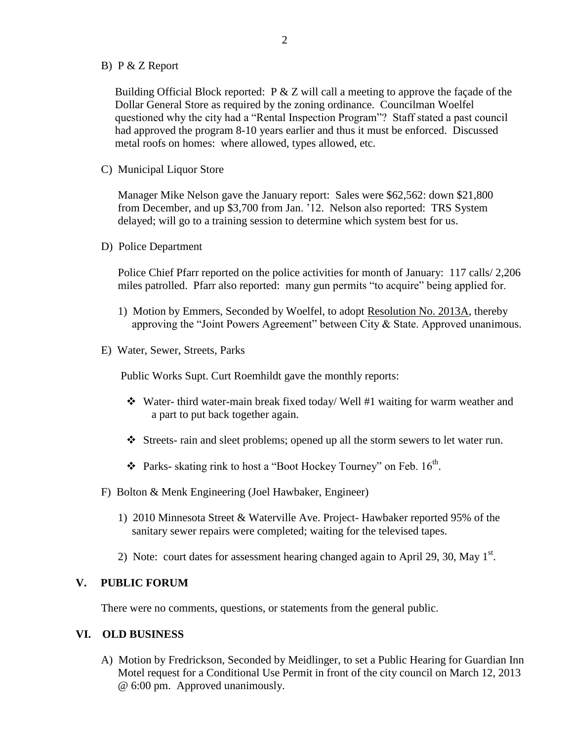B) P & Z Report

Building Official Block reported: P & Z will call a meeting to approve the façade of the Dollar General Store as required by the zoning ordinance. Councilman Woelfel questioned why the city had a "Rental Inspection Program"? Staff stated a past council had approved the program 8-10 years earlier and thus it must be enforced. Discussed metal roofs on homes: where allowed, types allowed, etc.

C) Municipal Liquor Store

Manager Mike Nelson gave the January report: Sales were $62,562: down $21,800 from December, and up $3,700 from Jan. '12. Nelson also reported: TRS System delayed; will go to a training session to determine which system best for us.

D) Police Department

Police Chief Pfarr reported on the police activities for month of January: 117 calls/ 2,206 miles patrolled. Pfarr also reported: many gun permits "to acquire" being applied for.

1) Motion by Emmers, Seconded by Woelfel, to adopt Resolution No. 2013A, thereby approving the "Joint Powers Agreement" between City & State. Approved unanimous.

E) Water, Sewer, Streets, Parks

Public Works Supt. Curt Roemhildt gave the monthly reports:

- Water- third water-main break fixed today/ Well #1 waiting for warm weather and a part to put back together again.
- Streets- rain and sleet problems; opened up all the storm sewers to let water run.
- Parks- skating rink to host a "Boot Hockey Tourney" on Feb. 16th.

F) Bolton & Menk Engineering (Joel Hawbaker, Engineer)

1) 2010 Minnesota Street & Waterville Ave. Project- Hawbaker reported 95% of the sanitary sewer repairs were completed; waiting for the televised tapes.

2) Note: court dates for assessment hearing changed again to April 29, 30, May 1st.

## V. PUBLIC FORUM

There were no comments, questions, or statements from the general public.

## VI. OLD BUSINESS

A) Motion by Fredrickson, Seconded by Meidlinger, to set a Public Hearing for Guardian Inn Motel request for a Conditional Use Permit in front of the city council on March 12, 2013 @ 6:00 pm. Approved unanimously.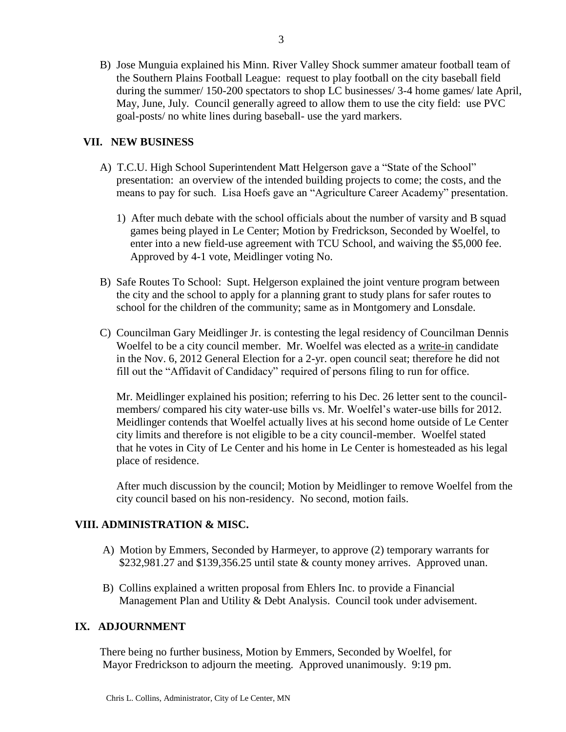B) Jose Munguia explained his Minn. River Valley Shock summer amateur football team of the Southern Plains Football League: request to play football on the city baseball field during the summer/ 150-200 spectators to shop LC businesses/ 3-4 home games/ late April, May, June, July. Council generally agreed to allow them to use the city field: use PVC goal-posts/ no white lines during baseball- use the yard markers.

## VII. NEW BUSINESS

A) T.C.U. High School Superintendent Matt Helgerson gave a "State of the School" presentation: an overview of the intended building projects to come; the costs, and the means to pay for such. Lisa Hoefs gave an "Agriculture Career Academy" presentation.

1) After much debate with the school officials about the number of varsity and B squad games being played in Le Center; Motion by Fredrickson, Seconded by Woelfel, to enter into a new field-use agreement with TCU School, and waiving the $5,000 fee. Approved by 4-1 vote, Meidlinger voting No.

B) Safe Routes To School: Supt. Helgerson explained the joint venture program between the city and the school to apply for a planning grant to study plans for safer routes to school for the children of the community; same as in Montgomery and Lonsdale.

C) Councilman Gary Meidlinger Jr. is contesting the legal residency of Councilman Dennis Woelfel to be a city council member. Mr. Woelfel was elected as a write-in candidate in the Nov. 6, 2012 General Election for a 2-yr. open council seat; therefore he did not fill out the "Affidavit of Candidacy" required of persons filing to run for office.

Mr. Meidlinger explained his position; referring to his Dec. 26 letter sent to the council-members/ compared his city water-use bills vs. Mr. Woelfel's water-use bills for 2012. Meidlinger contends that Woelfel actually lives at his second home outside of Le Center city limits and therefore is not eligible to be a city council-member. Woelfel stated that he votes in City of Le Center and his home in Le Center is homesteaded as his legal place of residence.

After much discussion by the council; Motion by Meidlinger to remove Woelfel from the city council based on his non-residency. No second, motion fails.

## VIII. ADMINISTRATION & MISC.

A) Motion by Emmers, Seconded by Harmeyer, to approve (2) temporary warrants for $232,981.27 and $139,356.25 until state & county money arrives. Approved unan.

B) Collins explained a written proposal from Ehlers Inc. to provide a Financial Management Plan and Utility & Debt Analysis. Council took under advisement.

## IX. ADJOURNMENT

There being no further business, Motion by Emmers, Seconded by Woelfel, for Mayor Fredrickson to adjourn the meeting. Approved unanimously. 9:19 pm.

Chris L. Collins, Administrator, City of Le Center, MN